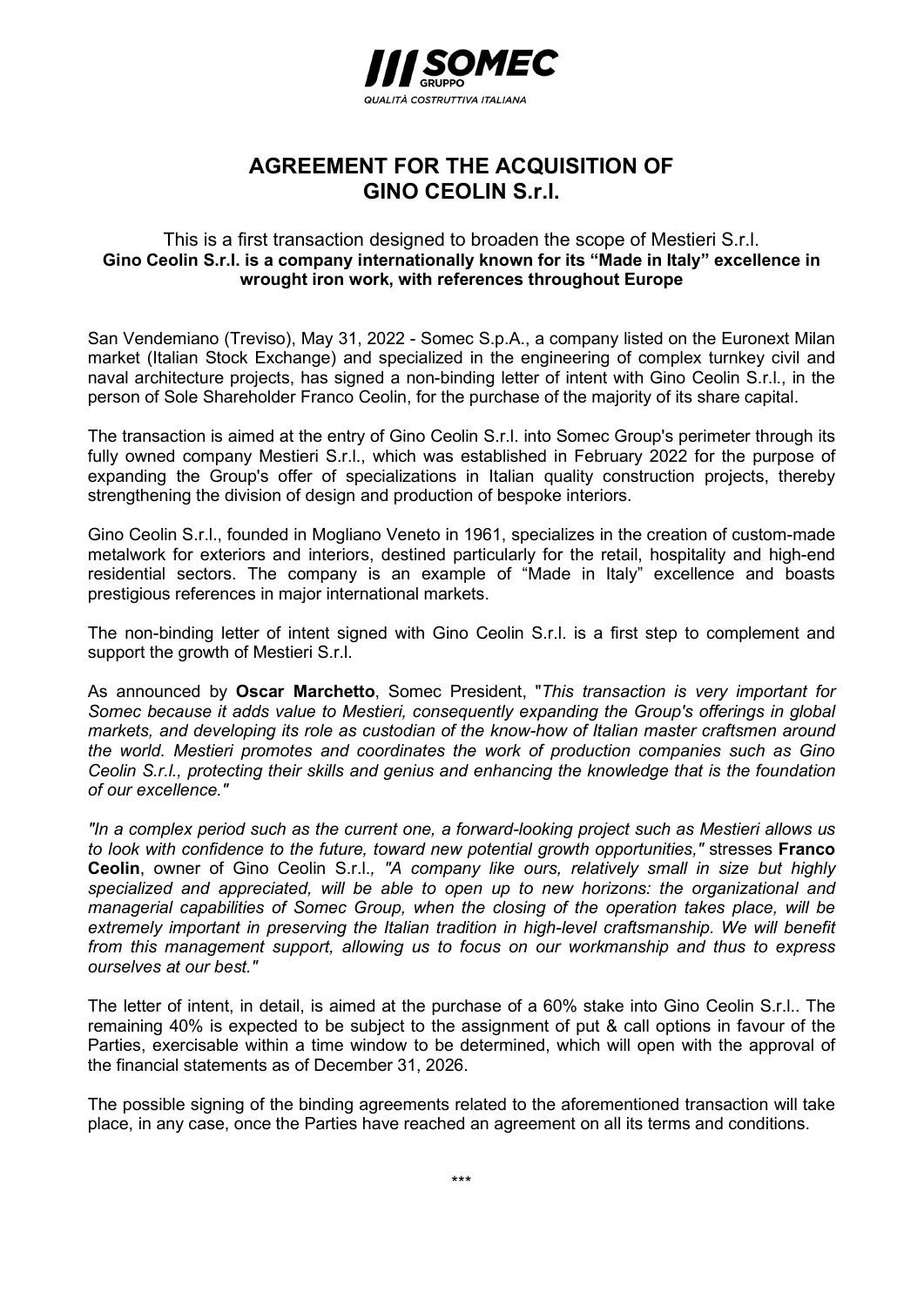# AGREEMENT FOR THE ACQUISITION OF GINO CEOLIN S.r.l.

This is a first transaction designed to broaden the scope of Mestieri S.r.l.
**Gino Ceolin S.r.l. is a company internationally known for its "Made in Italy" excellence in wrought iron work, with references throughout Europe**

San Vendemiano (Treviso), May 31, 2022 - Somec S.p.A., a company listed on the Euronext Milan market (Italian Stock Exchange) and specialized in the engineering of complex turnkey civil and naval architecture projects, has signed a non-binding letter of intent with Gino Ceolin S.r.l., in the person of Sole Shareholder Franco Ceolin, for the purchase of the majority of its share capital.

The transaction is aimed at the entry of Gino Ceolin S.r.l. into Somec Group's perimeter through its fully owned company Mestieri S.r.l., which was established in February 2022 for the purpose of expanding the Group's offer of specializations in Italian quality construction projects, thereby strengthening the division of design and production of bespoke interiors.

Gino Ceolin S.r.l., founded in Mogliano Veneto in 1961, specializes in the creation of custom-made metalwork for exteriors and interiors, destined particularly for the retail, hospitality and high-end residential sectors. The company is an example of "Made in Italy" excellence and boasts prestigious references in major international markets.

The non-binding letter of intent signed with Gino Ceolin S.r.l. is a first step to complement and support the growth of Mestieri S.r.l.

As announced by **Oscar Marchetto**, Somec President, "*This transaction is very important for Somec because it adds value to Mestieri, consequently expanding the Group's offerings in global markets, and developing its role as custodian of the know-how of Italian master craftsmen around the world. Mestieri promotes and coordinates the work of production companies such as Gino Ceolin S.r.l., protecting their skills and genius and enhancing the knowledge that is the foundation of our excellence."*

*"In a complex period such as the current one, a forward-looking project such as Mestieri allows us to look with confidence to the future, toward new potential growth opportunities,"* stresses **Franco Ceolin**, owner of Gino Ceolin S.r.l.*, "A company like ours, relatively small in size but highly specialized and appreciated, will be able to open up to new horizons: the organizational and managerial capabilities of Somec Group, when the closing of the operation takes place, will be extremely important in preserving the Italian tradition in high-level craftsmanship. We will benefit from this management support, allowing us to focus on our workmanship and thus to express ourselves at our best."*

The letter of intent, in detail, is aimed at the purchase of a 60% stake into Gino Ceolin S.r.l.. The remaining 40% is expected to be subject to the assignment of put & call options in favour of the Parties, exercisable within a time window to be determined, which will open with the approval of the financial statements as of December 31, 2026.

The possible signing of the binding agreements related to the aforementioned transaction will take place, in any case, once the Parties have reached an agreement on all its terms and conditions.

\*\*\*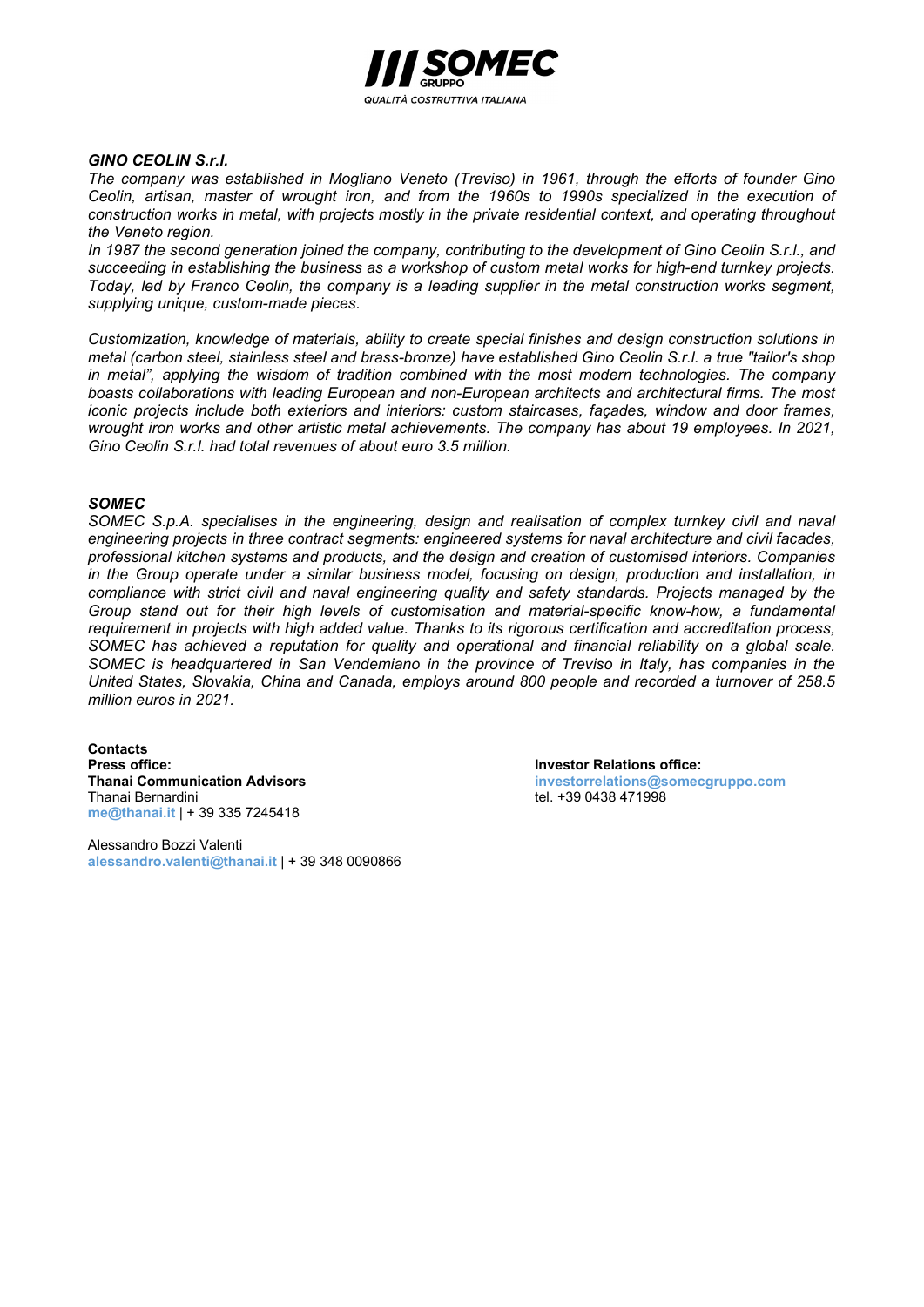***GINO CEOLIN S.r.l.***

*The company was established in Mogliano Veneto (Treviso) in 1961, through the efforts of founder Gino Ceolin, artisan, master of wrought iron, and from the 1960s to 1990s specialized in the execution of construction works in metal, with projects mostly in the private residential context, and operating throughout the Veneto region.*

*In 1987 the second generation joined the company, contributing to the development of Gino Ceolin S.r.l., and succeeding in establishing the business as a workshop of custom metal works for high-end turnkey projects. Today, led by Franco Ceolin, the company is a leading supplier in the metal construction works segment, supplying unique, custom-made pieces.*

*Customization, knowledge of materials, ability to create special finishes and design construction solutions in metal (carbon steel, stainless steel and brass-bronze) have established Gino Ceolin S.r.l. a true "tailor's shop in metal", applying the wisdom of tradition combined with the most modern technologies. The company boasts collaborations with leading European and non-European architects and architectural firms. The most iconic projects include both exteriors and interiors: custom staircases, façades, window and door frames, wrought iron works and other artistic metal achievements. The company has about 19 employees. In 2021, Gino Ceolin S.r.l. had total revenues of about euro 3.5 million.*

***SOMEC***

*SOMEC S.p.A. specialises in the engineering, design and realisation of complex turnkey civil and naval engineering projects in three contract segments: engineered systems for naval architecture and civil facades, professional kitchen systems and products, and the design and creation of customised interiors. Companies in the Group operate under a similar business model, focusing on design, production and installation, in compliance with strict civil and naval engineering quality and safety standards. Projects managed by the Group stand out for their high levels of customisation and material-specific know-how, a fundamental requirement in projects with high added value. Thanks to its rigorous certification and accreditation process, SOMEC has achieved a reputation for quality and operational and financial reliability on a global scale. SOMEC is headquartered in San Vendemiano in the province of Treviso in Italy, has companies in the United States, Slovakia, China and Canada, employs around 800 people and recorded a turnover of 258.5 million euros in 2021.*

**Contacts**
**Press office:**
**Thanai Communication Advisors**
Thanai Bernardini
me@thanai.it | + 39 335 7245418

Alessandro Bozzi Valenti
alessandro.valenti@thanai.it | + 39 348 0090866

**Investor Relations office:**
investorrelations@somecgruppo.com
tel. +39 0438 471998